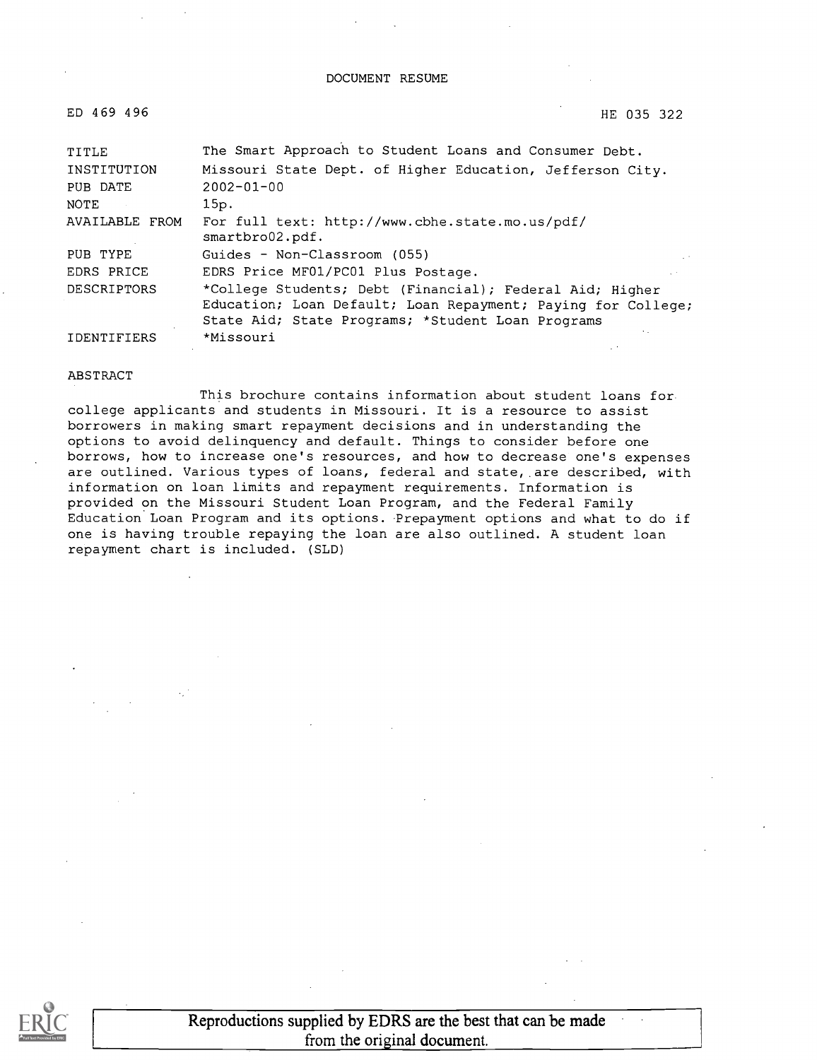DOCUMENT RESUME

ED 469 496 HE 035 322

| | |
|---|---|
| TITLE | The Smart Approach to Student Loans and Consumer Debt. |
| INSTITUTION | Missouri State Dept. of Higher Education, Jefferson City. |
| PUB DATE | 2002-01-00 |
| NOTE | 15p. |
| AVAILABLE FROM | For full text: http://www.cbhe.state.mo.us/pdf/smartbro02.pdf. |
| PUB TYPE | Guides - Non-Classroom (055) |
| EDRS PRICE | EDRS Price MF01/PC01 Plus Postage. |
| DESCRIPTORS | *College Students; Debt (Financial); Federal Aid; Higher Education; Loan Default; Loan Repayment; Paying for College; State Aid; State Programs; *Student Loan Programs |
| IDENTIFIERS | *Missouri |

ABSTRACT

This brochure contains information about student loans for college applicants and students in Missouri. It is a resource to assist borrowers in making smart repayment decisions and in understanding the options to avoid delinquency and default. Things to consider before one borrows, how to increase one's resources, and how to decrease one's expenses are outlined. Various types of loans, federal and state, are described, with information on loan limits and repayment requirements. Information is provided on the Missouri Student Loan Program, and the Federal Family Education Loan Program and its options. Prepayment options and what to do if one is having trouble repaying the loan are also outlined. A student loan repayment chart is included. (SLD)

Reproductions supplied by EDRS are the best that can be made from the original document.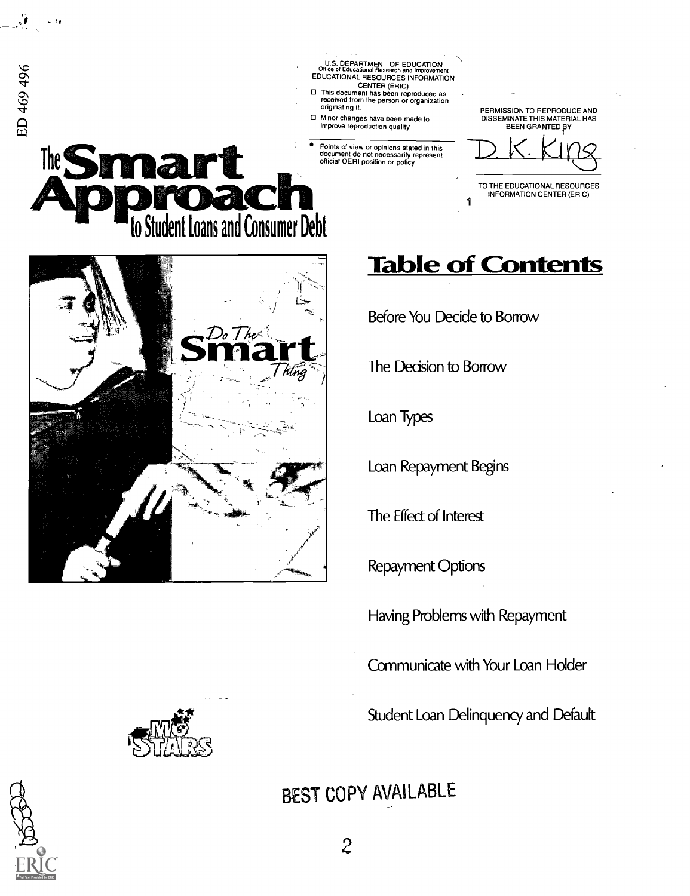ED 469 496

U.S. DEPARTMENT OF EDUCATION
Office of Educational Research and Improvement
EDUCATIONAL RESOURCES INFORMATION CENTER (ERIC)

- This document has been reproduced as received from the person or organization originating it.
- Minor changes have been made to improve reproduction quality.
- Points of view or opinions stated in this document do not necessarily represent official OERI position or policy.

PERMISSION TO REPRODUCE AND DISSEMINATE THIS MATERIAL HAS BEEN GRANTED BY

D. K. King

TO THE EDUCATIONAL RESOURCES INFORMATION CENTER (ERIC)

1

# The Smart Approach to Student Loans and Consumer Debt

Do The Smart Thing

## Table of Contents

Before You Decide to Borrow

The Decision to Borrow

Loan Types

Loan Repayment Begins

The Effect of Interest

Repayment Options

Having Problems with Repayment

Communicate with Your Loan Holder

Student Loan Delinquency and Default

MO STARS

BEST COPY AVAILABLE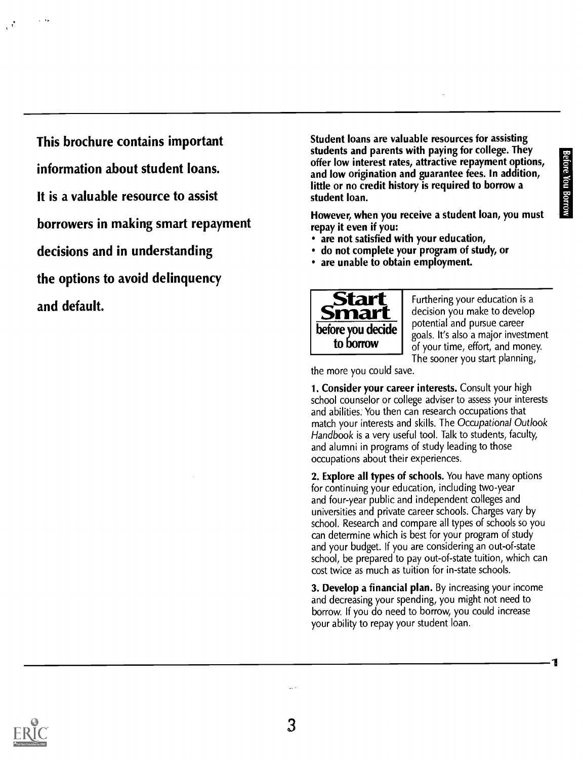**This brochure contains important information about student loans. It is a valuable resource to assist borrowers in making smart repayment decisions and in understanding the options to avoid delinquency and default.**

**Student loans are valuable resources for assisting students and parents with paying for college. They offer low interest rates, attractive repayment options, and low origination and guarantee fees. In addition, little or no credit history is required to borrow a student loan.**

**However, when you receive a student loan, you must repay it even if you:**

- **are not satisfied with your education,**
- **do not complete your program of study, or**
- **are unable to obtain employment.**

## Start Smart before you decide to borrow

Furthering your education is a decision you make to develop potential and pursue career goals. It's also a major investment of your time, effort, and money. The sooner you start planning, the more you could save.

**1. Consider your career interests.** Consult your high school counselor or college adviser to assess your interests and abilities. You then can research occupations that match your interests and skills. The *Occupational Outlook Handbook* is a very useful tool. Talk to students, faculty, and alumni in programs of study leading to those occupations about their experiences.

**2. Explore all types of schools.** You have many options for continuing your education, including two-year and four-year public and independent colleges and universities and private career schools. Charges vary by school. Research and compare all types of schools so you can determine which is best for your program of study and your budget. If you are considering an out-of-state school, be prepared to pay out-of-state tuition, which can cost twice as much as tuition for in-state schools.

**3. Develop a financial plan.** By increasing your income and decreasing your spending, you might not need to borrow. If you do need to borrow, you could increase your ability to repay your student loan.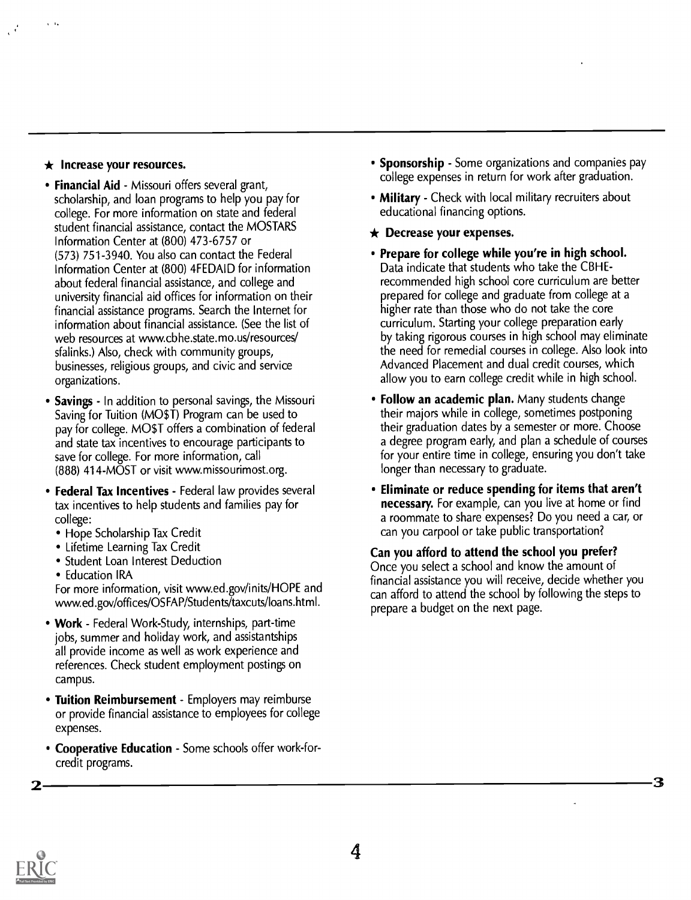★ **Increase your resources.**

- **Financial Aid** - Missouri offers several grant, scholarship, and loan programs to help you pay for college. For more information on state and federal student financial assistance, contact the MOSTARS Information Center at (800) 473-6757 or (573) 751-3940. You also can contact the Federal Information Center at (800) 4FEDAID for information about federal financial assistance, and college and university financial aid offices for information on their financial assistance programs. Search the Internet for information about financial assistance. (See the list of web resources at www.cbhe.state.mo.us/resources/sfalinks.) Also, check with community groups, businesses, religious groups, and civic and service organizations.
- **Savings** - In addition to personal savings, the Missouri Saving for Tuition (MO$T) Program can be used to pay for college. MO$T offers a combination of federal and state tax incentives to encourage participants to save for college. For more information, call (888) 414-MOST or visit www.missourimost.org.
- **Federal Tax Incentives** - Federal law provides several tax incentives to help students and families pay for college:
  - Hope Scholarship Tax Credit
  - Lifetime Learning Tax Credit
  - Student Loan Interest Deduction
  - Education IRA

  For more information, visit www.ed.gov/inits/HOPE and www.ed.gov/offices/OSFAP/Students/taxcuts/loans.html.
- **Work** - Federal Work-Study, internships, part-time jobs, summer and holiday work, and assistantships all provide income as well as work experience and references. Check student employment postings on campus.
- **Tuition Reimbursement** - Employers may reimburse or provide financial assistance to employees for college expenses.
- **Cooperative Education** - Some schools offer work-for-credit programs.
- **Sponsorship** - Some organizations and companies pay college expenses in return for work after graduation.
- **Military** - Check with local military recruiters about educational financing options.

★ **Decrease your expenses.**

- **Prepare for college while you're in high school.** Data indicate that students who take the CBHE-recommended high school core curriculum are better prepared for college and graduate from college at a higher rate than those who do not take the core curriculum. Starting your college preparation early by taking rigorous courses in high school may eliminate the need for remedial courses in college. Also look into Advanced Placement and dual credit courses, which allow you to earn college credit while in high school.
- **Follow an academic plan.** Many students change their majors while in college, sometimes postponing their graduation dates by a semester or more. Choose a degree program early, and plan a schedule of courses for your entire time in college, ensuring you don't take longer than necessary to graduate.
- **Eliminate or reduce spending for items that aren't necessary.** For example, can you live at home or find a roommate to share expenses? Do you need a car, or can you carpool or take public transportation?

**Can you afford to attend the school you prefer?**
Once you select a school and know the amount of financial assistance you will receive, decide whether you can afford to attend the school by following the steps to prepare a budget on the next page.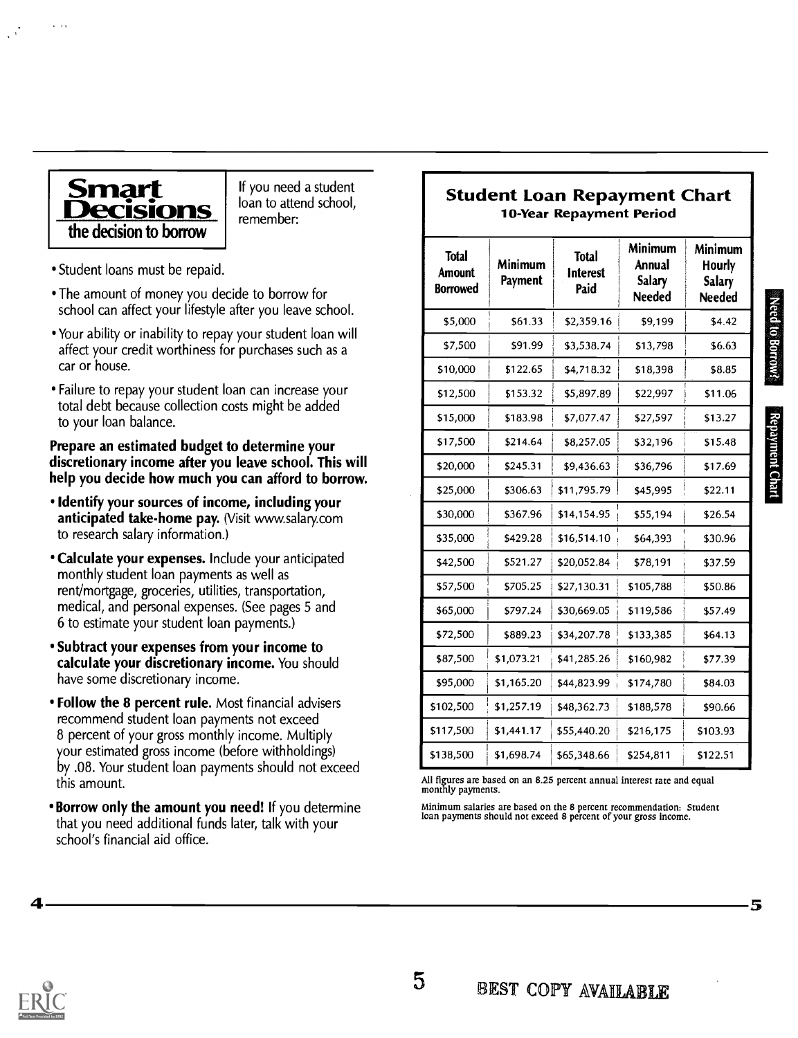## Smart Decisions
### the decision to borrow

If you need a student loan to attend school, remember:

- Student loans must be repaid.
- The amount of money you decide to borrow for school can affect your lifestyle after you leave school.
- Your ability or inability to repay your student loan will affect your credit worthiness for purchases such as a car or house.
- Failure to repay your student loan can increase your total debt because collection costs might be added to your loan balance.

**Prepare an estimated budget to determine your discretionary income after you leave school. This will help you decide how much you can afford to borrow.**

- **Identify your sources of income, including your anticipated take-home pay.** (Visit www.salary.com to research salary information.)
- **Calculate your expenses.** Include your anticipated monthly student loan payments as well as rent/mortgage, groceries, utilities, transportation, medical, and personal expenses. (See pages 5 and 6 to estimate your student loan payments.)
- **Subtract your expenses from your income to calculate your discretionary income.** You should have some discretionary income.
- **Follow the 8 percent rule.** Most financial advisers recommend student loan payments not exceed 8 percent of your gross monthly income. Multiply your estimated gross income (before withholdings) by .08. Your student loan payments should not exceed this amount.
- **Borrow only the amount you need!** If you determine that you need additional funds later, talk with your school's financial aid office.

## Student Loan Repayment Chart
### 10-Year Repayment Period

| Total Amount Borrowed | Minimum Payment | Total Interest Paid | Minimum Annual Salary Needed | Minimum Hourly Salary Needed |
|---|---|---|---|---|
| $5,000 | $61.33 | $2,359.16 | $9,199 | $4.42 |
| $7,500 | $91.99 | $3,538.74 | $13,798 | $6.63 |
| $10,000 | $122.65 | $4,718.32 | $18,398 | $8.85 |
| $12,500 | $153.32 | $5,897.89 | $22,997 | $11.06 |
| $15,000 | $183.98 | $7,077.47 | $27,597 | $13.27 |
| $17,500 | $214.64 | $8,257.05 | $32,196 | $15.48 |
| $20,000 | $245.31 | $9,436.63 | $36,796 | $17.69 |
| $25,000 | $306.63 | $11,795.79 | $45,995 | $22.11 |
| $30,000 | $367.96 | $14,154.95 | $55,194 | $26.54 |
| $35,000 | $429.28 | $16,514.10 | $64,393 | $30.96 |
| $42,500 | $521.27 | $20,052.84 | $78,191 | $37.59 |
| $57,500 | $705.25 | $27,130.31 | $105,788 | $50.86 |
| $65,000 | $797.24 | $30,669.05 | $119,586 | $57.49 |
| $72,500 | $889.23 | $34,207.78 | $133,385 | $64.13 |
| $87,500 | $1,073.21 | $41,285.26 | $160,982 | $77.39 |
| $95,000 | $1,165.20 | $44,823.99 | $174,780 | $84.03 |
| $102,500 | $1,257.19 | $48,362.73 | $188,578 | $90.66 |
| $117,500 | $1,441.17 | $55,440.20 | $216,175 | $103.93 |
| $138,500 | $1,698.74 | $65,348.66 | $254,811 | $122.51 |

All figures are based on an 8.25 percent annual interest rate and equal monthly payments.

Minimum salaries are based on the 8 percent recommendation: Student loan payments should not exceed 8 percent of your gross income.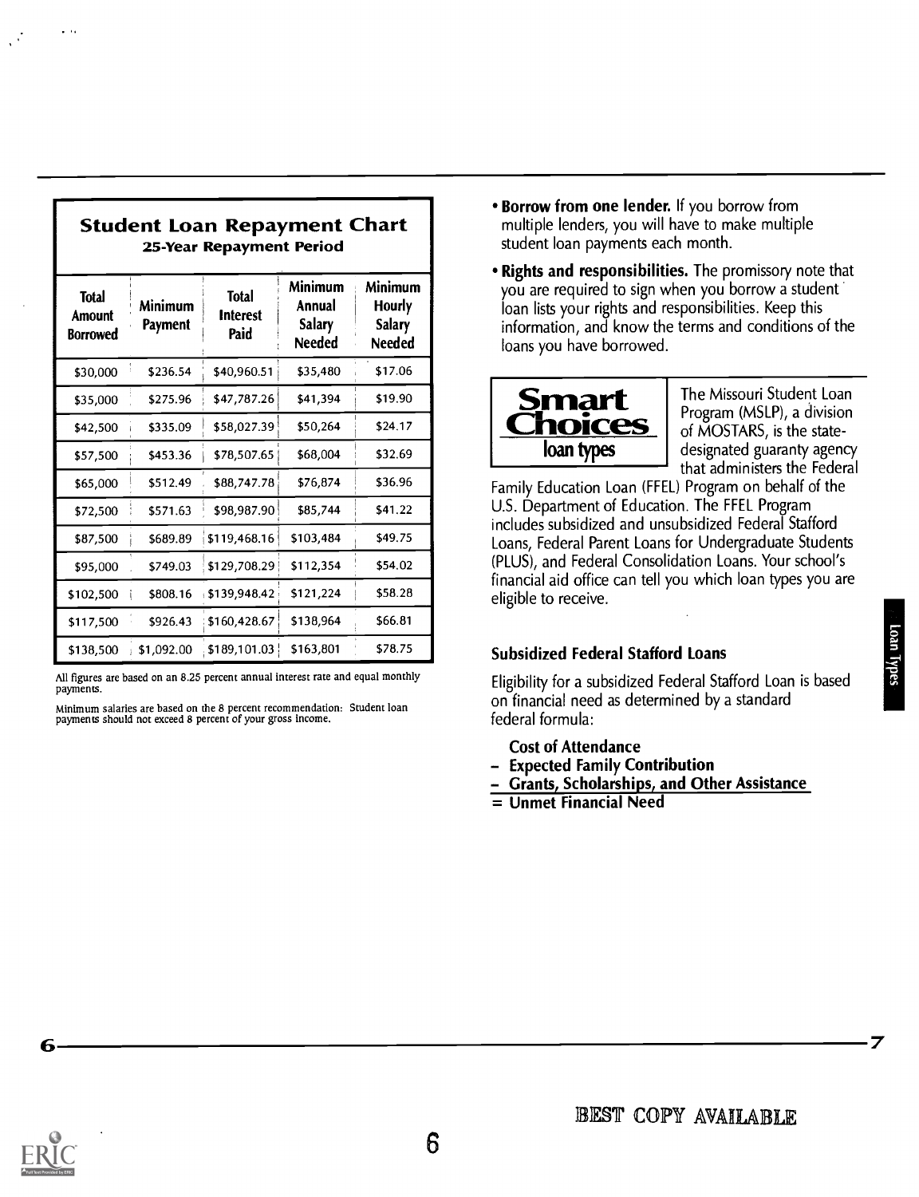## Student Loan Repayment Chart

### 25-Year Repayment Period

| Total Amount Borrowed | Minimum Payment | Total Interest Paid | Minimum Annual Salary Needed | Minimum Hourly Salary Needed |
|---|---|---|---|---|
| $30,000 | $236.54 | $40,960.51 | $35,480 | $17.06 |
| $35,000 | $275.96 | $47,787.26 | $41,394 | $19.90 |
| $42,500 | $335.09 | $58,027.39 | $50,264 | $24.17 |
| $57,500 | $453.36 | $78,507.65 | $68,004 | $32.69 |
| $65,000 | $512.49 | $88,747.78 | $76,874 | $36.96 |
| $72,500 | $571.63 | $98,987.90 | $85,744 | $41.22 |
| $87,500 | $689.89 | $119,468.16 | $103,484 | $49.75 |
| $95,000 | $749.03 | $129,708.29 | $112,354 | $54.02 |
| $102,500 | $808.16 | $139,948.42 | $121,224 | $58.28 |
| $117,500 | $926.43 | $160,428.67 | $138,964 | $66.81 |
| $138,500 | $1,092.00 | $189,101.03 | $163,801 | $78.75 |

All figures are based on an 8.25 percent annual interest rate and equal monthly payments.

Minimum salaries are based on the 8 percent recommendation: Student loan payments should not exceed 8 percent of your gross income.

- **Borrow from one lender.** If you borrow from multiple lenders, you will have to make multiple student loan payments each month.
- **Rights and responsibilities.** The promissory note that you are required to sign when you borrow a student loan lists your rights and responsibilities. Keep this information, and know the terms and conditions of the loans you have borrowed.

**Smart Choices** loan types

The Missouri Student Loan Program (MSLP), a division of MOSTARS, is the state-designated guaranty agency that administers the Federal Family Education Loan (FFEL) Program on behalf of the U.S. Department of Education. The FFEL Program includes subsidized and unsubsidized Federal Stafford Loans, Federal Parent Loans for Undergraduate Students (PLUS), and Federal Consolidation Loans. Your school's financial aid office can tell you which loan types you are eligible to receive.

### Subsidized Federal Stafford Loans

Eligibility for a subsidized Federal Stafford Loan is based on financial need as determined by a standard federal formula:

**Cost of Attendance**
**– Expected Family Contribution**
**– Grants, Scholarships, and Other Assistance**
**= Unmet Financial Need**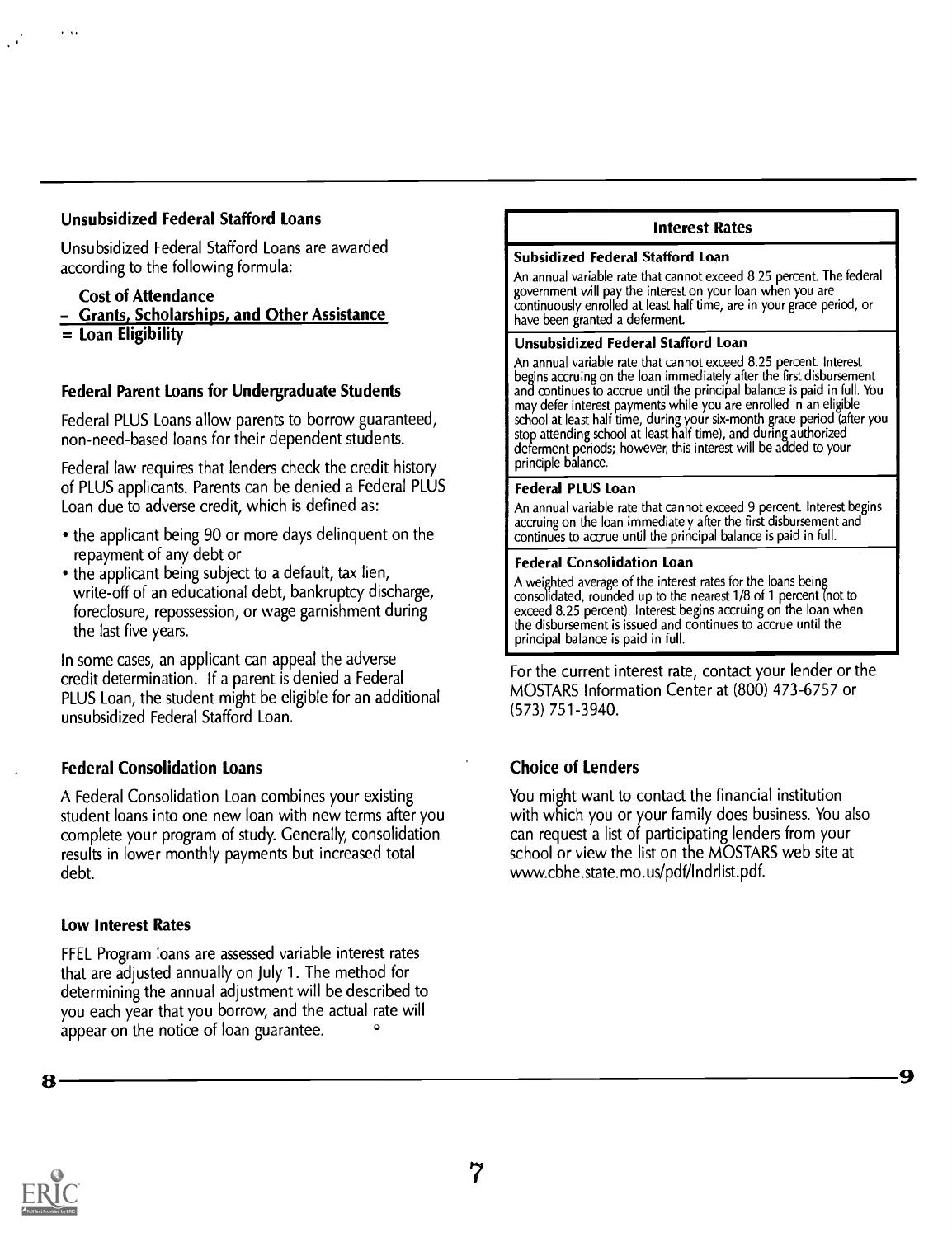### Unsubsidized Federal Stafford Loans

Unsubsidized Federal Stafford Loans are awarded according to the following formula:

**Cost of Attendance**
**– Grants, Scholarships, and Other Assistance**
**= Loan Eligibility**

### Federal Parent Loans for Undergraduate Students

Federal PLUS Loans allow parents to borrow guaranteed, non-need-based loans for their dependent students.

Federal law requires that lenders check the credit history of PLUS applicants. Parents can be denied a Federal PLUS Loan due to adverse credit, which is defined as:

- the applicant being 90 or more days delinquent on the repayment of any debt or
- the applicant being subject to a default, tax lien, write-off of an educational debt, bankruptcy discharge, foreclosure, repossession, or wage garnishment during the last five years.

In some cases, an applicant can appeal the adverse credit determination. If a parent is denied a Federal PLUS Loan, the student might be eligible for an additional unsubsidized Federal Stafford Loan.

### Federal Consolidation Loans

A Federal Consolidation Loan combines your existing student loans into one new loan with new terms after you complete your program of study. Generally, consolidation results in lower monthly payments but increased total debt.

### Low Interest Rates

FFEL Program loans are assessed variable interest rates that are adjusted annually on July 1. The method for determining the annual adjustment will be described to you each year that you borrow, and the actual rate will appear on the notice of loan guarantee.

| Interest Rates |
|---|
| **Subsidized Federal Stafford Loan**<br>An annual variable rate that cannot exceed 8.25 percent. The federal government will pay the interest on your loan when you are continuously enrolled at least half time, are in your grace period, or have been granted a deferment. |
| **Unsubsidized Federal Stafford Loan**<br>An annual variable rate that cannot exceed 8.25 percent. Interest begins accruing on the loan immediately after the first disbursement and continues to accrue until the principal balance is paid in full. You may defer interest payments while you are enrolled in an eligible school at least half time, during your six-month grace period (after you stop attending school at least half time), and during authorized deferment periods; however, this interest will be added to your principle balance. |
| **Federal PLUS Loan**<br>An annual variable rate that cannot exceed 9 percent. Interest begins accruing on the loan immediately after the first disbursement and continues to accrue until the principal balance is paid in full. |
| **Federal Consolidation Loan**<br>A weighted average of the interest rates for the loans being consolidated, rounded up to the nearest 1/8 of 1 percent (not to exceed 8.25 percent). Interest begins accruing on the loan when the disbursement is issued and continues to accrue until the principal balance is paid in full. |

For the current interest rate, contact your lender or the MOSTARS Information Center at (800) 473-6757 or (573) 751-3940.

### Choice of Lenders

You might want to contact the financial institution with which you or your family does business. You also can request a list of participating lenders from your school or view the list on the MOSTARS web site at www.cbhe.state.mo.us/pdf/lndrlist.pdf.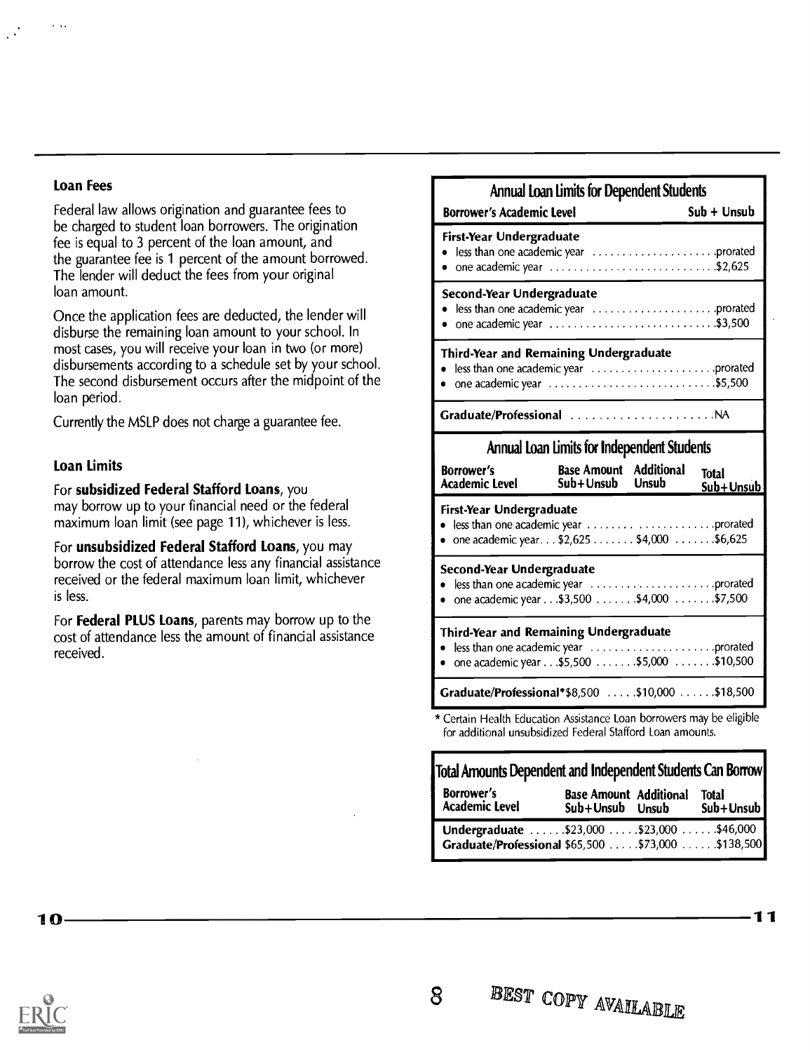### Loan Fees

Federal law allows origination and guarantee fees to be charged to student loan borrowers. The origination fee is equal to 3 percent of the loan amount, and the guarantee fee is 1 percent of the amount borrowed. The lender will deduct the fees from your original loan amount.

Once the application fees are deducted, the lender will disburse the remaining loan amount to your school. In most cases, you will receive your loan in two (or more) disbursements according to a schedule set by your school. The second disbursement occurs after the midpoint of the loan period.

Currently the MSLP does not charge a guarantee fee.

### Loan Limits

For **subsidized Federal Stafford Loans**, you may borrow up to your financial need or the federal maximum loan limit (see page 11), whichever is less.

For **unsubsidized Federal Stafford Loans**, you may borrow the cost of attendance less any financial assistance received or the federal maximum loan limit, whichever is less.

For **Federal PLUS Loans**, parents may borrow up to the cost of attendance less the amount of financial assistance received.

#### Annual Loan Limits for Dependent Students

| Borrower's Academic Level | Sub + Unsub |
|---|---|
| **First-Year Undergraduate** | |
| • less than one academic year | prorated |
| • one academic year | $2,625 |
| **Second-Year Undergraduate** | |
| • less than one academic year | prorated |
| • one academic year | $3,500 |
| **Third-Year and Remaining Undergraduate** | |
| • less than one academic year | prorated |
| • one academic year | $5,500 |
| **Graduate/Professional** | NA |

#### Annual Loan Limits for Independent Students

| Borrower's Academic Level | Base Amount Sub+Unsub | Additional Unsub | Total Sub+Unsub |
|---|---|---|---|
| **First-Year Undergraduate** | | | |
| • less than one academic year | | | prorated |
| • one academic year | $2,625 | $4,000 | $6,625 |
| **Second-Year Undergraduate** | | | |
| • less than one academic year | | | prorated |
| • one academic year | $3,500 | $4,000 | $7,500 |
| **Third-Year and Remaining Undergraduate** | | | |
| • less than one academic year | | | prorated |
| • one academic year | $5,500 | $5,000 | $10,500 |
| **Graduate/Professional*** | $8,500 | $10,000 | $18,500 |

* Certain Health Education Assistance Loan borrowers may be eligible for additional unsubsidized Federal Stafford Loan amounts.

#### Total Amounts Dependent and Independent Students Can Borrow

| Borrower's Academic Level | Base Amount Sub+Unsub | Additional Unsub | Total Sub+Unsub |
|---|---|---|---|
| **Undergraduate** | $23,000 | $23,000 | $46,000 |
| **Graduate/Professional** | $65,500 | $73,000 | $138,500 |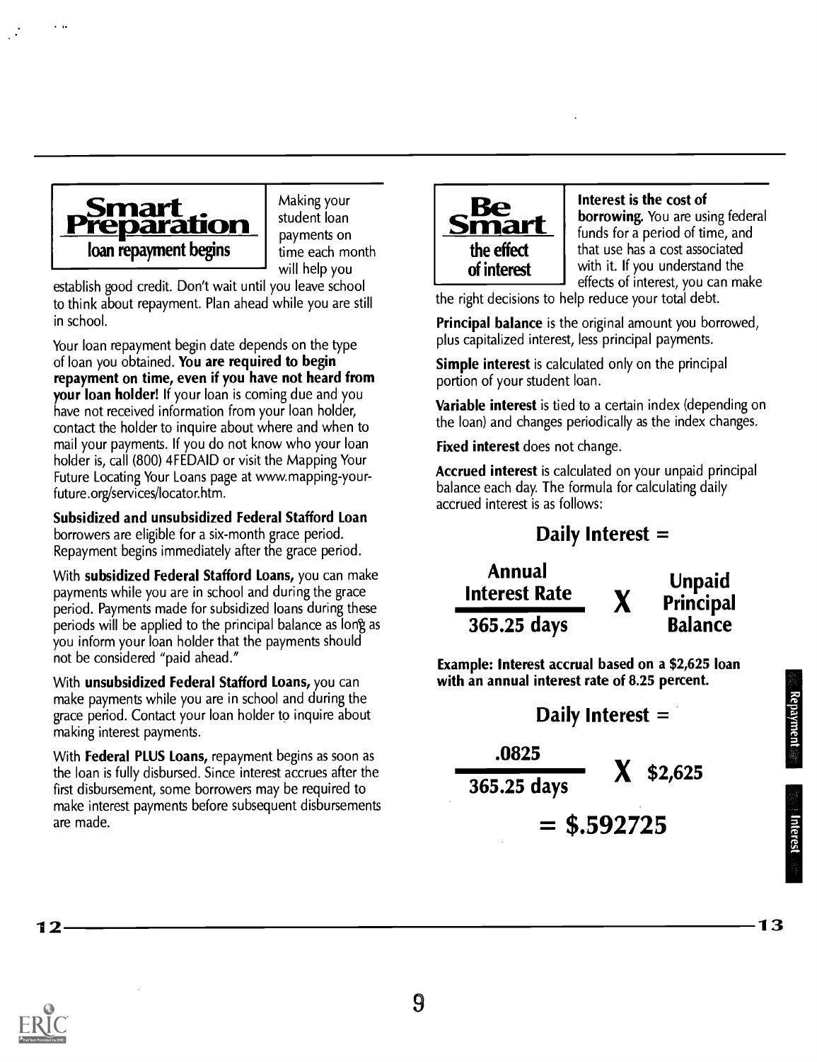## Smart Preparation
### loan repayment begins

Making your student loan payments on time each month will help you establish good credit. Don't wait until you leave school to think about repayment. Plan ahead while you are still in school.

Your loan repayment begin date depends on the type of loan you obtained. **You are required to begin repayment on time, even if you have not heard from your loan holder!** If your loan is coming due and you have not received information from your loan holder, contact the holder to inquire about where and when to mail your payments. If you do not know who your loan holder is, call (800) 4FEDAID or visit the Mapping Your Future Locating Your Loans page at www.mapping-your-future.org/services/locator.htm.

**Subsidized and unsubsidized Federal Stafford Loan** borrowers are eligible for a six-month grace period. Repayment begins immediately after the grace period.

With **subsidized Federal Stafford Loans,** you can make payments while you are in school and during the grace period. Payments made for subsidized loans during these periods will be applied to the principal balance as long as you inform your loan holder that the payments should not be considered "paid ahead."

With **unsubsidized Federal Stafford Loans,** you can make payments while you are in school and during the grace period. Contact your loan holder to inquire about making interest payments.

With **Federal PLUS Loans,** repayment begins as soon as the loan is fully disbursed. Since interest accrues after the first disbursement, some borrowers may be required to make interest payments before subsequent disbursements are made.

## Be Smart
### the effect of interest

**Interest is the cost of borrowing.** You are using federal funds for a period of time, and that use has a cost associated with it. If you understand the effects of interest, you can make the right decisions to help reduce your total debt.

**Principal balance** is the original amount you borrowed, plus capitalized interest, less principal payments.

**Simple interest** is calculated only on the principal portion of your student loan.

**Variable interest** is tied to a certain index (depending on the loan) and changes periodically as the index changes.

**Fixed interest** does not change.

**Accrued interest** is calculated on your unpaid principal balance each day. The formula for calculating daily accrued interest is as follows:

$$\text{Daily Interest} = \frac{\text{Annual Interest Rate}}{365.25 \text{ days}} \times \text{Unpaid Principal Balance}$$

**Example: Interest accrual based on a $2,625 loan with an annual interest rate of 8.25 percent.**

$$\text{Daily Interest} = \frac{.0825}{365.25 \text{ days}} \times \$2{,}625$$

$$= \$.592725$$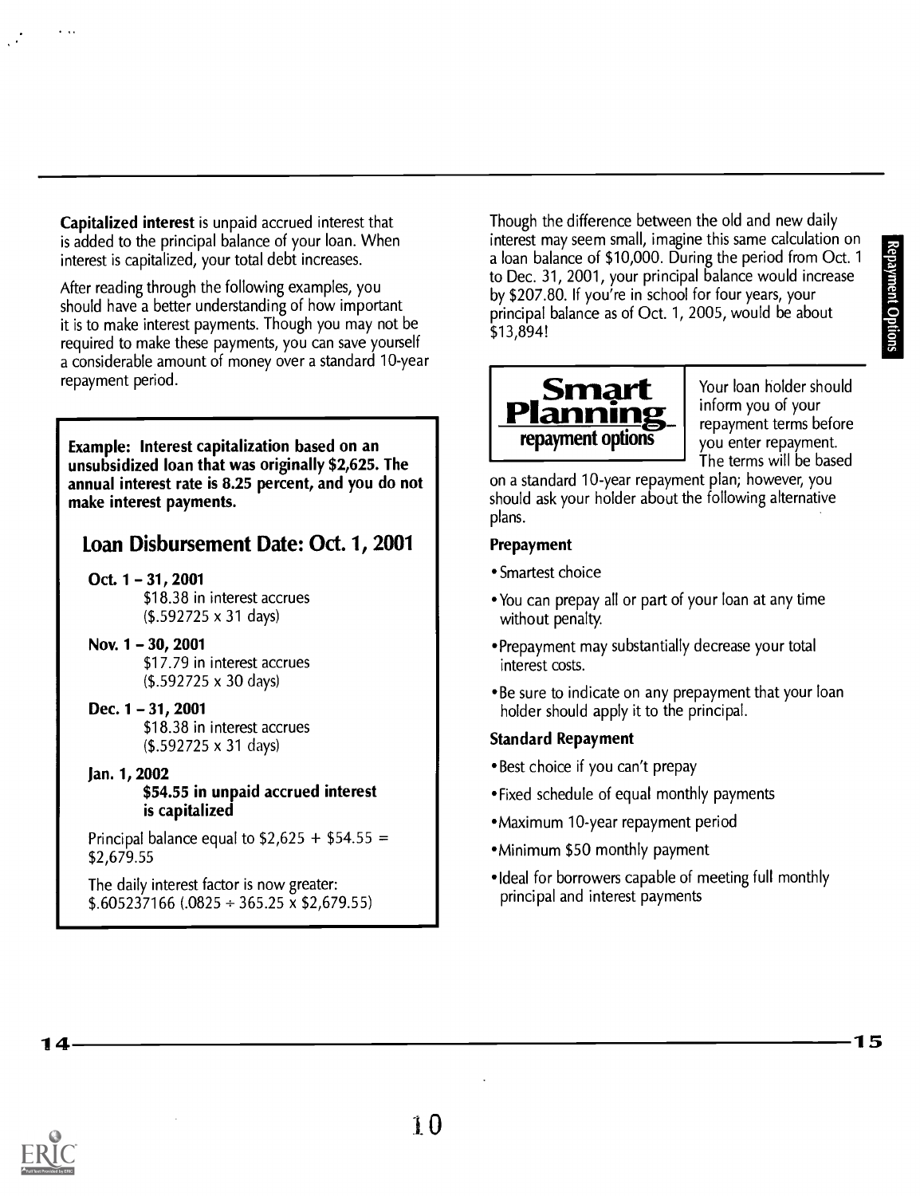**Capitalized interest** is unpaid accrued interest that is added to the principal balance of your loan. When interest is capitalized, your total debt increases.

After reading through the following examples, you should have a better understanding of how important it is to make interest payments. Though you may not be required to make these payments, you can save yourself a considerable amount of money over a standard 10-year repayment period.

**Example: Interest capitalization based on an unsubsidized loan that was originally $2,625. The annual interest rate is 8.25 percent, and you do not make interest payments.**

## Loan Disbursement Date: Oct. 1, 2001

**Oct. 1 – 31, 2001**
$18.38 in interest accrues
($.592725 x 31 days)

**Nov. 1 – 30, 2001**
$17.79 in interest accrues
($.592725 x 30 days)

**Dec. 1 – 31, 2001**
$18.38 in interest accrues
($.592725 x 31 days)

**Jan. 1, 2002**
**$54.55 in unpaid accrued interest is capitalized**

Principal balance equal to $2,625 + $54.55 = $2,679.55

The daily interest factor is now greater:
$.605237166 (.0825 ÷ 365.25 x $2,679.55)

Though the difference between the old and new daily interest may seem small, imagine this same calculation on a loan balance of $10,000. During the period from Oct. 1 to Dec. 31, 2001, your principal balance would increase by $207.80. If you're in school for four years, your principal balance as of Oct. 1, 2005, would be about $13,894!

**Smart Planning**
**repayment options**

Your loan holder should inform you of your repayment terms before you enter repayment. The terms will be based on a standard 10-year repayment plan; however, you should ask your holder about the following alternative plans.

### Prepayment

- Smartest choice
- You can prepay all or part of your loan at any time without penalty.
- Prepayment may substantially decrease your total interest costs.
- Be sure to indicate on any prepayment that your loan holder should apply it to the principal.

### Standard Repayment

- Best choice if you can't prepay
- Fixed schedule of equal monthly payments
- Maximum 10-year repayment period
- Minimum $50 monthly payment
- Ideal for borrowers capable of meeting full monthly principal and interest payments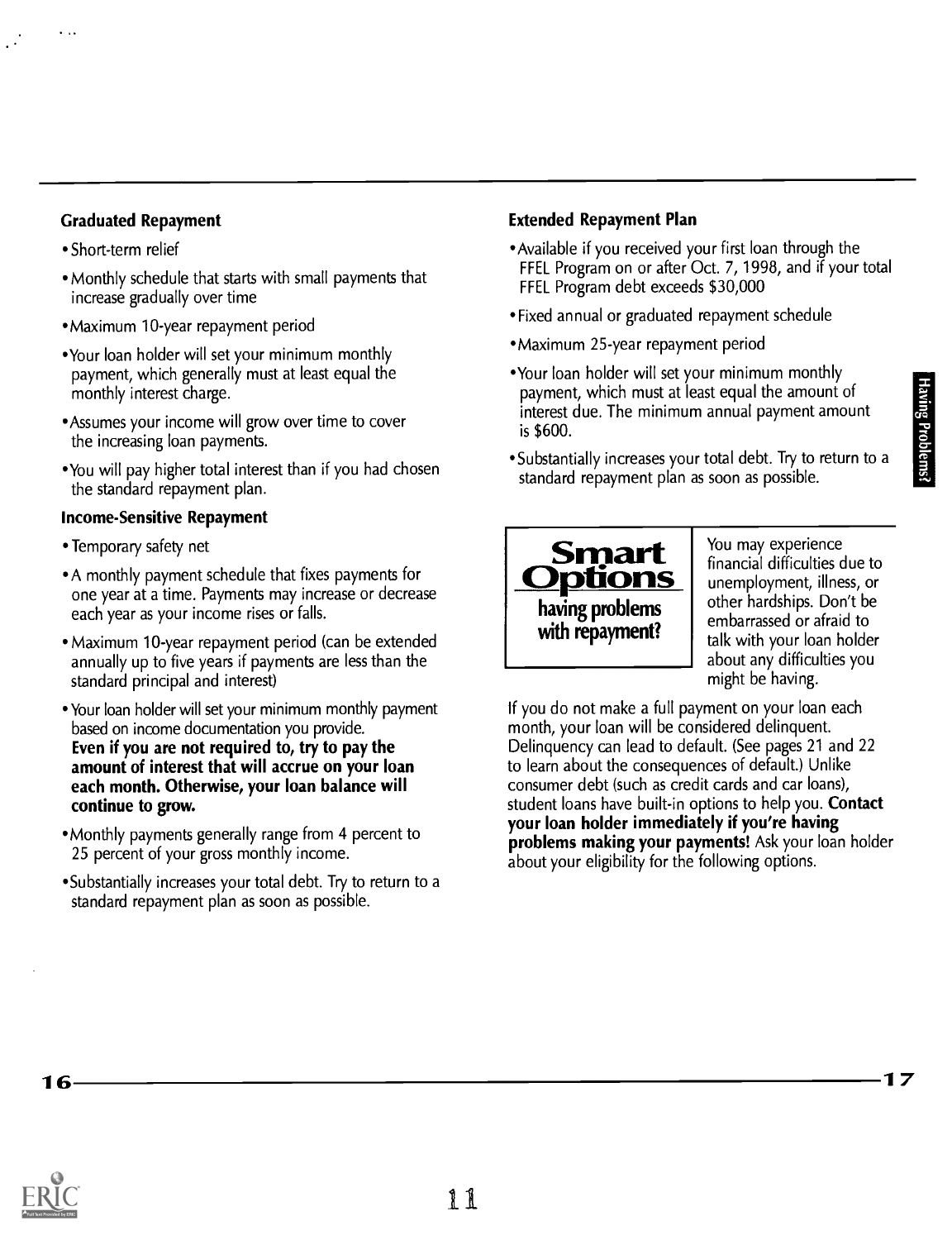### Graduated Repayment

- Short-term relief
- Monthly schedule that starts with small payments that increase gradually over time
- Maximum 10-year repayment period
- Your loan holder will set your minimum monthly payment, which generally must at least equal the monthly interest charge.
- Assumes your income will grow over time to cover the increasing loan payments.
- You will pay higher total interest than if you had chosen the standard repayment plan.

### Income-Sensitive Repayment

- Temporary safety net
- A monthly payment schedule that fixes payments for one year at a time. Payments may increase or decrease each year as your income rises or falls.
- Maximum 10-year repayment period (can be extended annually up to five years if payments are less than the standard principal and interest)
- Your loan holder will set your minimum monthly payment based on income documentation you provide. **Even if you are not required to, try to pay the amount of interest that will accrue on your loan each month. Otherwise, your loan balance will continue to grow.**
- Monthly payments generally range from 4 percent to 25 percent of your gross monthly income.
- Substantially increases your total debt. Try to return to a standard repayment plan as soon as possible.

### Extended Repayment Plan

- Available if you received your first loan through the FFEL Program on or after Oct. 7, 1998, and if your total FFEL Program debt exceeds $30,000
- Fixed annual or graduated repayment schedule
- Maximum 25-year repayment period
- Your loan holder will set your minimum monthly payment, which must at least equal the amount of interest due. The minimum annual payment amount is $600.
- Substantially increases your total debt. Try to return to a standard repayment plan as soon as possible.

## Smart Options

### having problems with repayment?

You may experience financial difficulties due to unemployment, illness, or other hardships. Don't be embarrassed or afraid to talk with your loan holder about any difficulties you might be having.

If you do not make a full payment on your loan each month, your loan will be considered delinquent. Delinquency can lead to default. (See pages 21 and 22 to learn about the consequences of default.) Unlike consumer debt (such as credit cards and car loans), student loans have built-in options to help you. **Contact your loan holder immediately if you're having problems making your payments!** Ask your loan holder about your eligibility for the following options.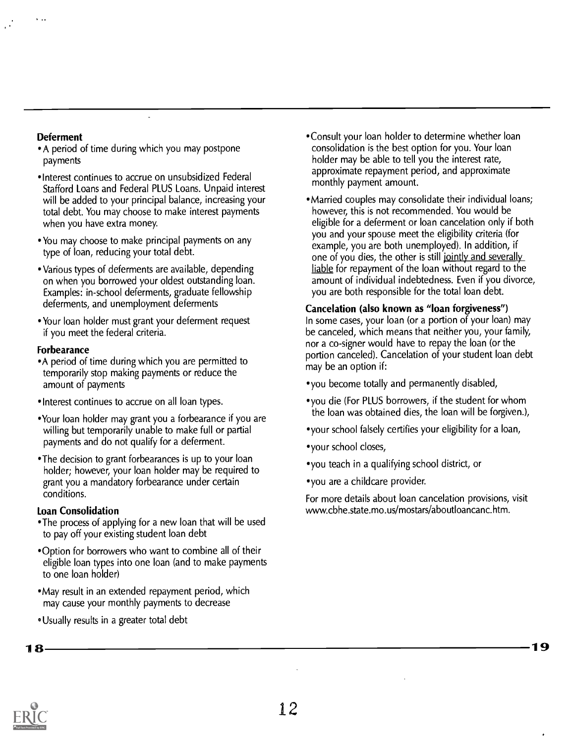**Deferment**

- A period of time during which you may postpone payments
- Interest continues to accrue on unsubsidized Federal Stafford Loans and Federal PLUS Loans. Unpaid interest will be added to your principal balance, increasing your total debt. You may choose to make interest payments when you have extra money.
- You may choose to make principal payments on any type of loan, reducing your total debt.
- Various types of deferments are available, depending on when you borrowed your oldest outstanding loan. Examples: in-school deferments, graduate fellowship deferments, and unemployment deferments
- Your loan holder must grant your deferment request if you meet the federal criteria.

**Forbearance**

- A period of time during which you are permitted to temporarily stop making payments or reduce the amount of payments
- Interest continues to accrue on all loan types.
- Your loan holder may grant you a forbearance if you are willing but temporarily unable to make full or partial payments and do not qualify for a deferment.
- The decision to grant forbearances is up to your loan holder; however, your loan holder may be required to grant you a mandatory forbearance under certain conditions.

**Loan Consolidation**

- The process of applying for a new loan that will be used to pay off your existing student loan debt
- Option for borrowers who want to combine all of their eligible loan types into one loan (and to make payments to one loan holder)
- May result in an extended repayment period, which may cause your monthly payments to decrease
- Usually results in a greater total debt
- Consult your loan holder to determine whether loan consolidation is the best option for you. Your loan holder may be able to tell you the interest rate, approximate repayment period, and approximate monthly payment amount.
- Married couples may consolidate their individual loans; however, this is not recommended. You would be eligible for a deferment or loan cancelation only if both you and your spouse meet the eligibility criteria (for example, you are both unemployed). In addition, if one of you dies, the other is still jointly and severally liable for repayment of the loan without regard to the amount of individual indebtedness. Even if you divorce, you are both responsible for the total loan debt.

**Cancelation (also known as "loan forgiveness")**

In some cases, your loan (or a portion of your loan) may be canceled, which means that neither you, your family, nor a co-signer would have to repay the loan (or the portion canceled). Cancelation of your student loan debt may be an option if:

- you become totally and permanently disabled,
- you die (For PLUS borrowers, if the student for whom the loan was obtained dies, the loan will be forgiven.),
- your school falsely certifies your eligibility for a loan,
- your school closes,
- you teach in a qualifying school district, or
- you are a childcare provider.

For more details about loan cancelation provisions, visit www.cbhe.state.mo.us/mostars/aboutloancanc.htm.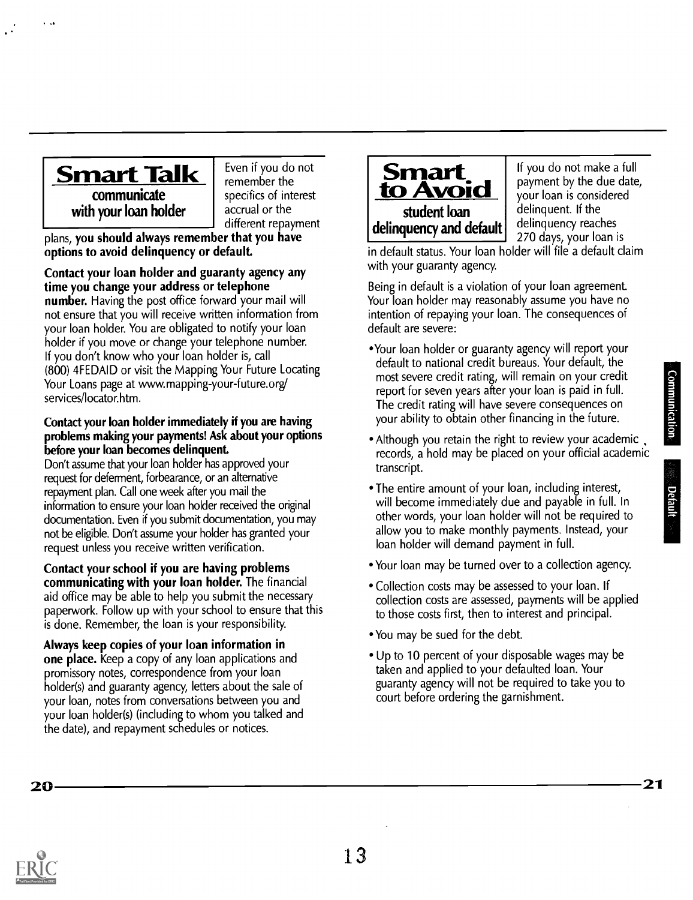## Smart Talk
### communicate with your loan holder

Even if you do not remember the specifics of interest accrual or the different repayment plans, **you should always remember that you have options to avoid delinquency or default.**

**Contact your loan holder and guaranty agency any time you change your address or telephone number.** Having the post office forward your mail will not ensure that you will receive written information from your loan holder. You are obligated to notify your loan holder if you move or change your telephone number. If you don't know who your loan holder is, call (800) 4FEDAID or visit the Mapping Your Future Locating Your Loans page at www.mapping-your-future.org/services/locator.htm.

**Contact your loan holder immediately if you are having problems making your payments! Ask about your options before your loan becomes delinquent.**
Don't assume that your loan holder has approved your request for deferment, forbearance, or an alternative repayment plan. Call one week after you mail the information to ensure your loan holder received the original documentation. Even if you submit documentation, you may not be eligible. Don't assume your holder has granted your request unless you receive written verification.

**Contact your school if you are having problems communicating with your loan holder.** The financial aid office may be able to help you submit the necessary paperwork. Follow up with your school to ensure that this is done. Remember, the loan is your responsibility.

**Always keep copies of your loan information in one place.** Keep a copy of any loan applications and promissory notes, correspondence from your loan holder(s) and guaranty agency, letters about the sale of your loan, notes from conversations between you and your loan holder(s) (including to whom you talked and the date), and repayment schedules or notices.

## Smart to Avoid
### student loan delinquency and default

If you do not make a full payment by the due date, your loan is considered delinquent. If the delinquency reaches 270 days, your loan is in default status. Your loan holder will file a default claim with your guaranty agency.

Being in default is a violation of your loan agreement. Your loan holder may reasonably assume you have no intention of repaying your loan. The consequences of default are severe:

- Your loan holder or guaranty agency will report your default to national credit bureaus. Your default, the most severe credit rating, will remain on your credit report for seven years after your loan is paid in full. The credit rating will have severe consequences on your ability to obtain other financing in the future.
- Although you retain the right to review your academic records, a hold may be placed on your official academic transcript.
- The entire amount of your loan, including interest, will become immediately due and payable in full. In other words, your loan holder will not be required to allow you to make monthly payments. Instead, your loan holder will demand payment in full.
- Your loan may be turned over to a collection agency.
- Collection costs may be assessed to your loan. If collection costs are assessed, payments will be applied to those costs first, then to interest and principal.
- You may be sued for the debt.
- Up to 10 percent of your disposable wages may be taken and applied to your defaulted loan. Your guaranty agency will not be required to take you to court before ordering the garnishment.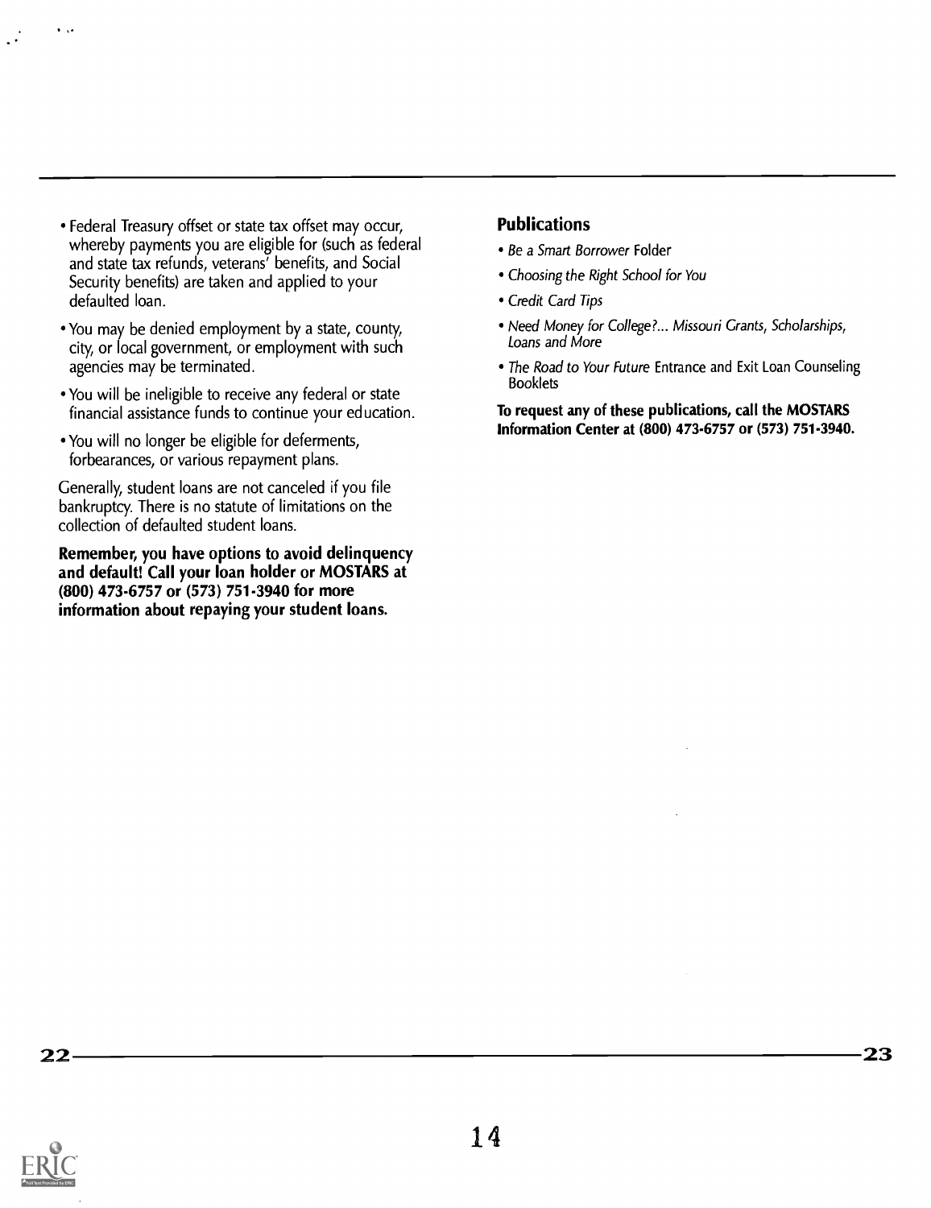- Federal Treasury offset or state tax offset may occur, whereby payments you are eligible for (such as federal and state tax refunds, veterans' benefits, and Social Security benefits) are taken and applied to your defaulted loan.
- You may be denied employment by a state, county, city, or local government, or employment with such agencies may be terminated.
- You will be ineligible to receive any federal or state financial assistance funds to continue your education.
- You will no longer be eligible for deferments, forbearances, or various repayment plans.

Generally, student loans are not canceled if you file bankruptcy. There is no statute of limitations on the collection of defaulted student loans.

**Remember, you have options to avoid delinquency and default! Call your loan holder or MOSTARS at (800) 473-6757 or (573) 751-3940 for more information about repaying your student loans.**

## Publications

- *Be a Smart Borrower* Folder
- *Choosing the Right School for You*
- *Credit Card Tips*
- *Need Money for College?... Missouri Grants, Scholarships, Loans and More*
- *The Road to Your Future* Entrance and Exit Loan Counseling Booklets

**To request any of these publications, call the MOSTARS Information Center at (800) 473-6757 or (573) 751-3940.**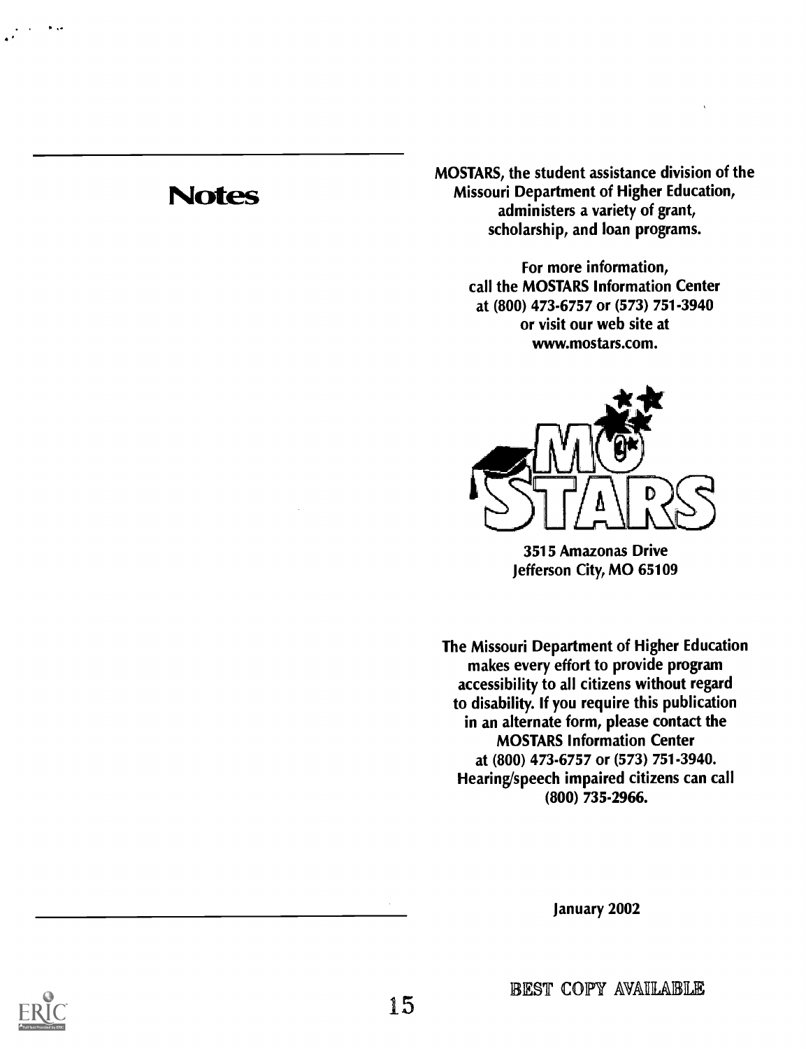## Notes

MOSTARS, the student assistance division of the Missouri Department of Higher Education, administers a variety of grant, scholarship, and loan programs.

For more information, call the MOSTARS Information Center at (800) 473-6757 or (573) 751-3940 or visit our web site at www.mostars.com.

3515 Amazonas Drive
Jefferson City, MO 65109

The Missouri Department of Higher Education makes every effort to provide program accessibility to all citizens without regard to disability. If you require this publication in an alternate form, please contact the MOSTARS Information Center at (800) 473-6757 or (573) 751-3940. Hearing/speech impaired citizens can call (800) 735-2966.

January 2002

BEST COPY AVAILABLE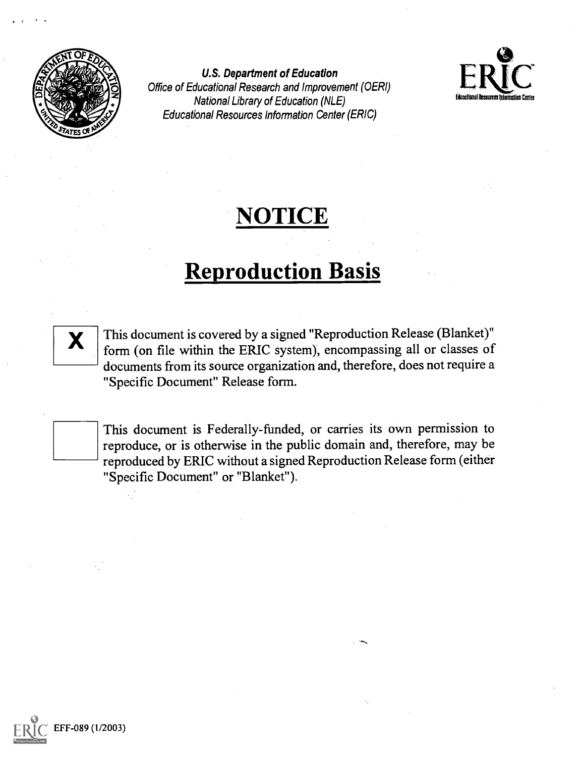**U.S. Department of Education**
*Office of Educational Research and Improvement (OERI)*
*National Library of Education (NLE)*
*Educational Resources Information Center (ERIC)*

# NOTICE

# Reproduction Basis

- [X] This document is covered by a signed "Reproduction Release (Blanket)" form (on file within the ERIC system), encompassing all or classes of documents from its source organization and, therefore, does not require a "Specific Document" Release form.

- [ ] This document is Federally-funded, or carries its own permission to reproduce, or is otherwise in the public domain and, therefore, may be reproduced by ERIC without a signed Reproduction Release form (either "Specific Document" or "Blanket").

EFF-089 (1/2003)